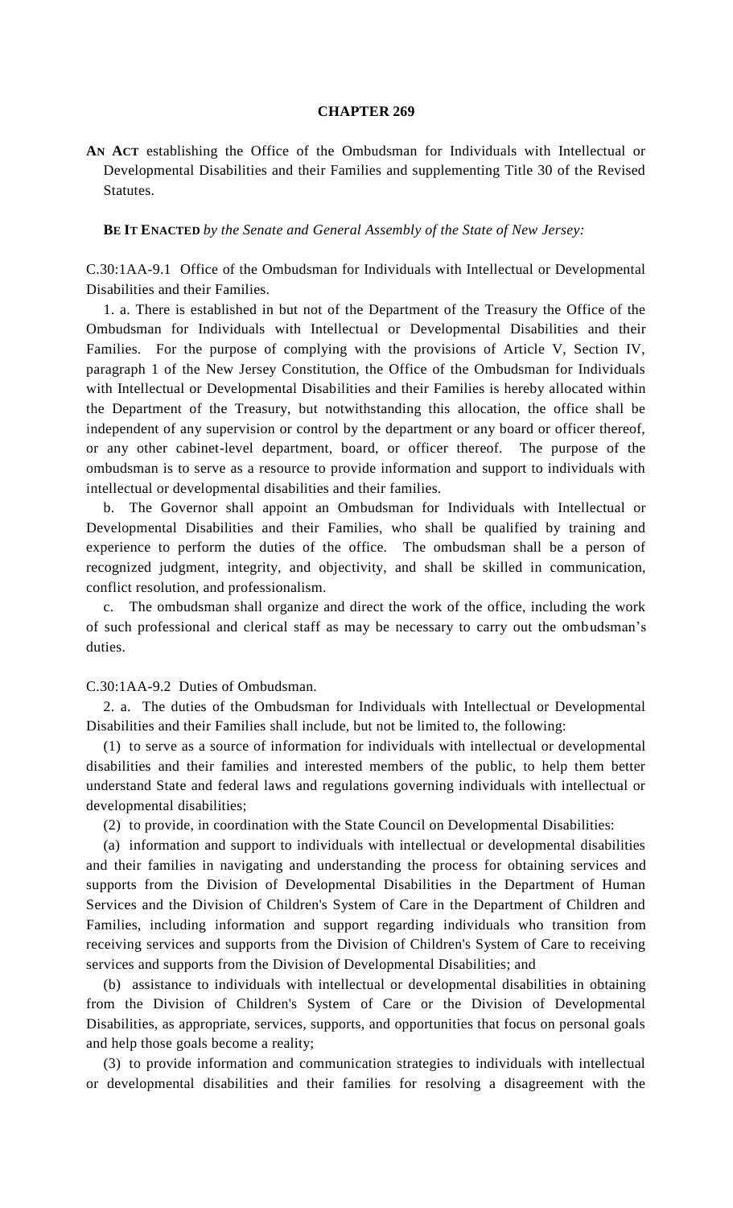**CHAPTER 269**

**AN ACT** establishing the Office of the Ombudsman for Individuals with Intellectual or Developmental Disabilities and their Families and supplementing Title 30 of the Revised Statutes.

**BE IT ENACTED** *by the Senate and General Assembly of the State of New Jersey:*

C.30:1AA-9.1 Office of the Ombudsman for Individuals with Intellectual or Developmental Disabilities and their Families.

1. a. There is established in but not of the Department of the Treasury the Office of the Ombudsman for Individuals with Intellectual or Developmental Disabilities and their Families. For the purpose of complying with the provisions of Article V, Section IV, paragraph 1 of the New Jersey Constitution, the Office of the Ombudsman for Individuals with Intellectual or Developmental Disabilities and their Families is hereby allocated within the Department of the Treasury, but notwithstanding this allocation, the office shall be independent of any supervision or control by the department or any board or officer thereof, or any other cabinet-level department, board, or officer thereof. The purpose of the ombudsman is to serve as a resource to provide information and support to individuals with intellectual or developmental disabilities and their families.

b. The Governor shall appoint an Ombudsman for Individuals with Intellectual or Developmental Disabilities and their Families, who shall be qualified by training and experience to perform the duties of the office. The ombudsman shall be a person of recognized judgment, integrity, and objectivity, and shall be skilled in communication, conflict resolution, and professionalism.

c. The ombudsman shall organize and direct the work of the office, including the work of such professional and clerical staff as may be necessary to carry out the ombudsman's duties.

C.30:1AA-9.2 Duties of Ombudsman.

2. a. The duties of the Ombudsman for Individuals with Intellectual or Developmental Disabilities and their Families shall include, but not be limited to, the following:

(1) to serve as a source of information for individuals with intellectual or developmental disabilities and their families and interested members of the public, to help them better understand State and federal laws and regulations governing individuals with intellectual or developmental disabilities;

(2) to provide, in coordination with the State Council on Developmental Disabilities:

(a) information and support to individuals with intellectual or developmental disabilities and their families in navigating and understanding the process for obtaining services and supports from the Division of Developmental Disabilities in the Department of Human Services and the Division of Children's System of Care in the Department of Children and Families, including information and support regarding individuals who transition from receiving services and supports from the Division of Children's System of Care to receiving services and supports from the Division of Developmental Disabilities; and

(b) assistance to individuals with intellectual or developmental disabilities in obtaining from the Division of Children's System of Care or the Division of Developmental Disabilities, as appropriate, services, supports, and opportunities that focus on personal goals and help those goals become a reality;

(3) to provide information and communication strategies to individuals with intellectual or developmental disabilities and their families for resolving a disagreement with the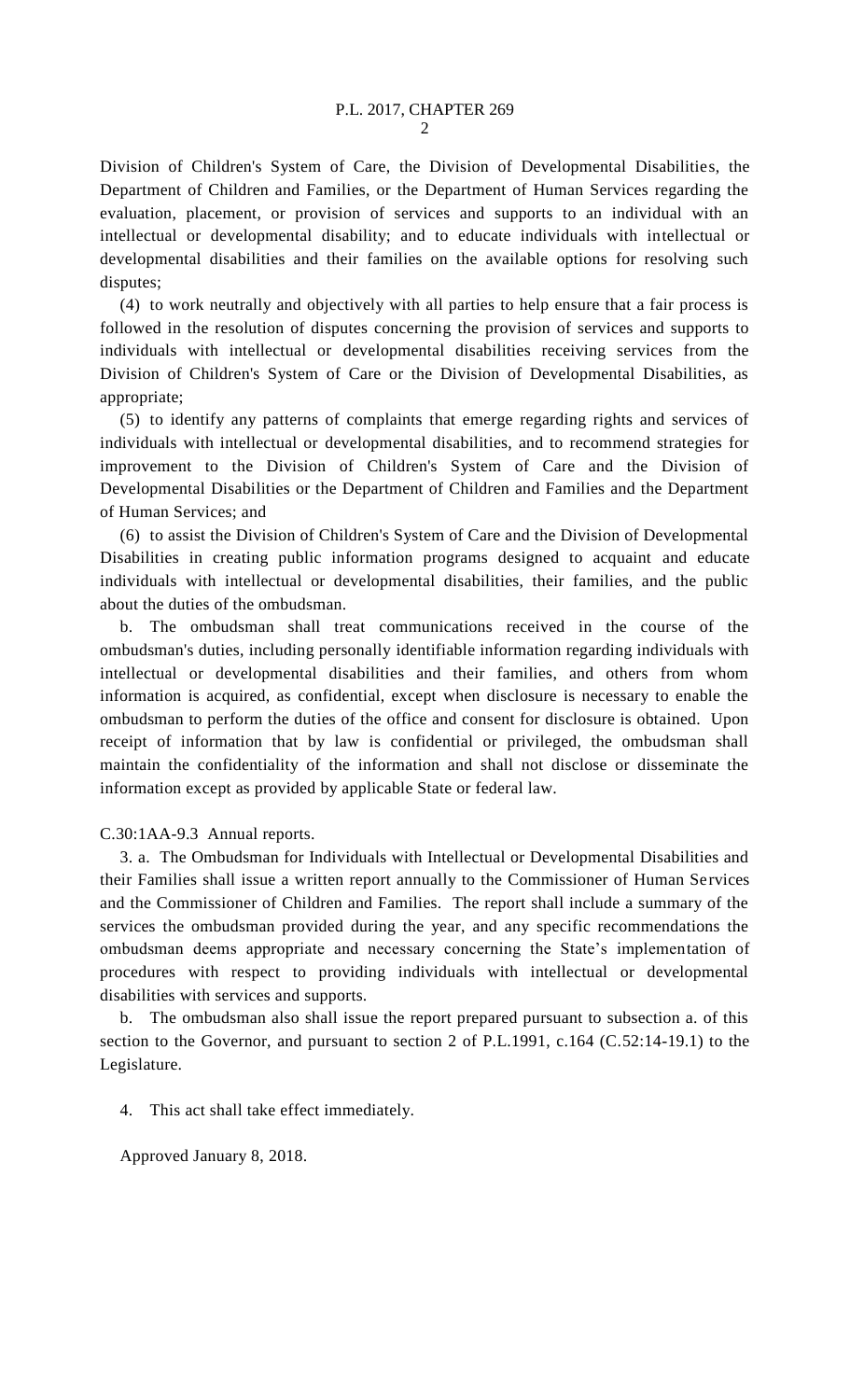Division of Children's System of Care, the Division of Developmental Disabilities, the Department of Children and Families, or the Department of Human Services regarding the evaluation, placement, or provision of services and supports to an individual with an intellectual or developmental disability; and to educate individuals with intellectual or developmental disabilities and their families on the available options for resolving such disputes;

(4) to work neutrally and objectively with all parties to help ensure that a fair process is followed in the resolution of disputes concerning the provision of services and supports to individuals with intellectual or developmental disabilities receiving services from the Division of Children's System of Care or the Division of Developmental Disabilities, as appropriate;

(5) to identify any patterns of complaints that emerge regarding rights and services of individuals with intellectual or developmental disabilities, and to recommend strategies for improvement to the Division of Children's System of Care and the Division of Developmental Disabilities or the Department of Children and Families and the Department of Human Services; and

(6) to assist the Division of Children's System of Care and the Division of Developmental Disabilities in creating public information programs designed to acquaint and educate individuals with intellectual or developmental disabilities, their families, and the public about the duties of the ombudsman.

b. The ombudsman shall treat communications received in the course of the ombudsman's duties, including personally identifiable information regarding individuals with intellectual or developmental disabilities and their families, and others from whom information is acquired, as confidential, except when disclosure is necessary to enable the ombudsman to perform the duties of the office and consent for disclosure is obtained. Upon receipt of information that by law is confidential or privileged, the ombudsman shall maintain the confidentiality of the information and shall not disclose or disseminate the information except as provided by applicable State or federal law.

C.30:1AA-9.3 Annual reports.

3. a. The Ombudsman for Individuals with Intellectual or Developmental Disabilities and their Families shall issue a written report annually to the Commissioner of Human Services and the Commissioner of Children and Families. The report shall include a summary of the services the ombudsman provided during the year, and any specific recommendations the ombudsman deems appropriate and necessary concerning the State's implementation of procedures with respect to providing individuals with intellectual or developmental disabilities with services and supports.

b. The ombudsman also shall issue the report prepared pursuant to subsection a. of this section to the Governor, and pursuant to section 2 of P.L.1991, c.164 (C.52:14-19.1) to the Legislature.

4. This act shall take effect immediately.

Approved January 8, 2018.